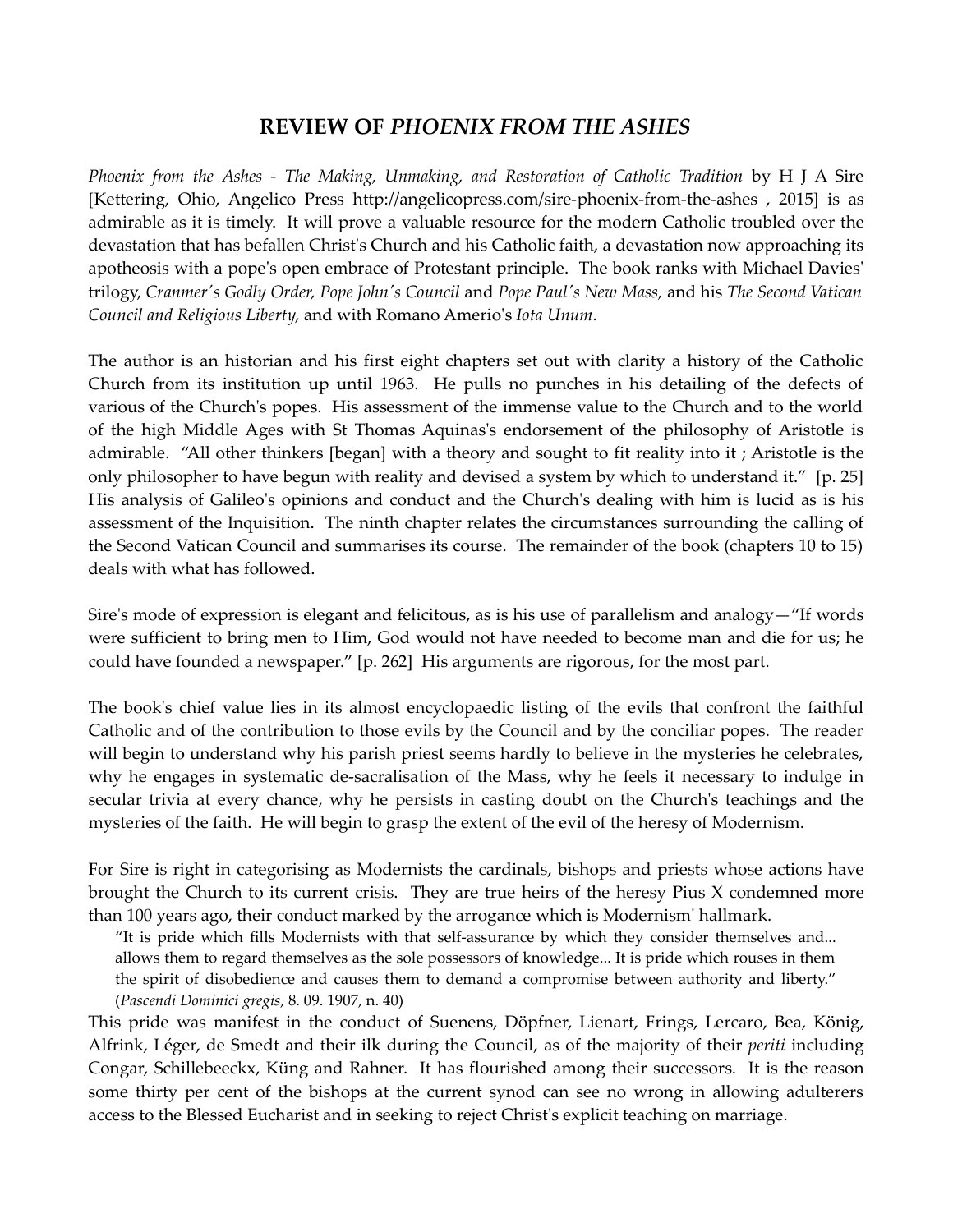## REVIEW OF *PHOENIX FROM THE ASHES*

*Phoenix from the Ashes - The Making, Unmaking, and Restoration of Catholic Tradition* by H J A Sire [Kettering, Ohio, Angelico Press http://angelicopress.com/sire-phoenix-from-the-ashes , 2015] is as admirable as it is timely. It will prove a valuable resource for the modern Catholic troubled over the devastation that has befallen Christ's Church and his Catholic faith, a devastation now approaching its apotheosis with a pope's open embrace of Protestant principle. The book ranks with Michael Davies' trilogy, *Cranmer's Godly Order, Pope John's Council* and *Pope Paul's New Mass,* and his *The Second Vatican Council and Religious Liberty*, and with Romano Amerio's *Iota Unum*.

The author is an historian and his first eight chapters set out with clarity a history of the Catholic Church from its institution up until 1963. He pulls no punches in his detailing of the defects of various of the Church's popes. His assessment of the immense value to the Church and to the world of the high Middle Ages with St Thomas Aquinas's endorsement of the philosophy of Aristotle is admirable. "All other thinkers [began] with a theory and sought to fit reality into it ; Aristotle is the only philosopher to have begun with reality and devised a system by which to understand it." [p. 25] His analysis of Galileo's opinions and conduct and the Church's dealing with him is lucid as is his assessment of the Inquisition. The ninth chapter relates the circumstances surrounding the calling of the Second Vatican Council and summarises its course. The remainder of the book (chapters 10 to 15) deals with what has followed.

Sire's mode of expression is elegant and felicitous, as is his use of parallelism and analogy—"If words were sufficient to bring men to Him, God would not have needed to become man and die for us; he could have founded a newspaper." [p. 262] His arguments are rigorous, for the most part.

The book's chief value lies in its almost encyclopaedic listing of the evils that confront the faithful Catholic and of the contribution to those evils by the Council and by the conciliar popes. The reader will begin to understand why his parish priest seems hardly to believe in the mysteries he celebrates, why he engages in systematic de-sacralisation of the Mass, why he feels it necessary to indulge in secular trivia at every chance, why he persists in casting doubt on the Church's teachings and the mysteries of the faith. He will begin to grasp the extent of the evil of the heresy of Modernism.

For Sire is right in categorising as Modernists the cardinals, bishops and priests whose actions have brought the Church to its current crisis. They are true heirs of the heresy Pius X condemned more than 100 years ago, their conduct marked by the arrogance which is Modernism' hallmark.

> "It is pride which fills Modernists with that self-assurance by which they consider themselves and... allows them to regard themselves as the sole possessors of knowledge... It is pride which rouses in them the spirit of disobedience and causes them to demand a compromise between authority and liberty." (*Pascendi Dominici gregis*, 8. 09. 1907, n. 40)

This pride was manifest in the conduct of Suenens, Döpfner, Lienart, Frings, Lercaro, Bea, König, Alfrink, Léger, de Smedt and their ilk during the Council, as of the majority of their *periti* including Congar, Schillebeeckx, Küng and Rahner. It has flourished among their successors. It is the reason some thirty per cent of the bishops at the current synod can see no wrong in allowing adulterers access to the Blessed Eucharist and in seeking to reject Christ's explicit teaching on marriage.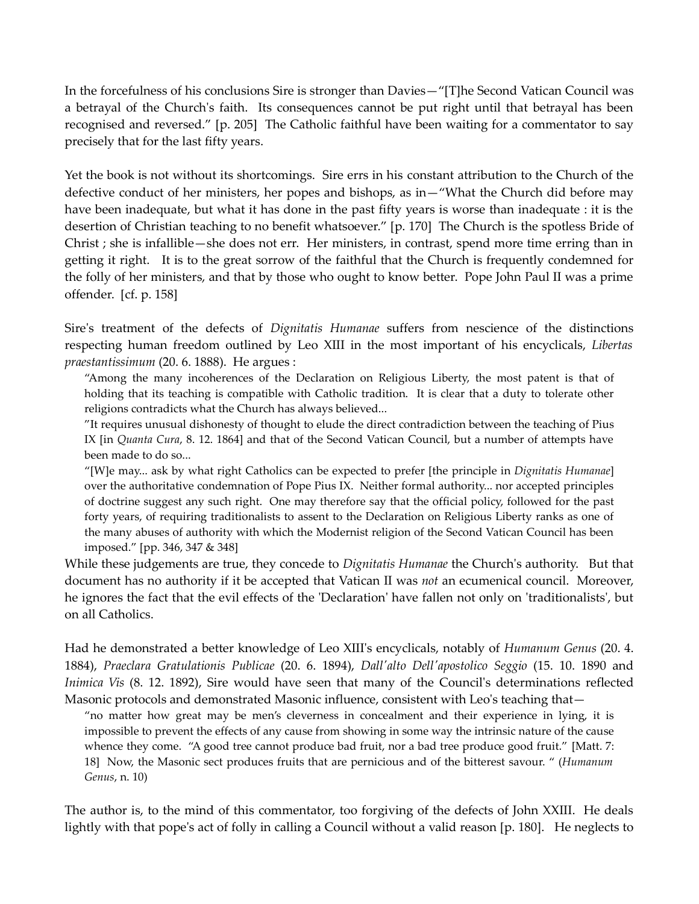In the forcefulness of his conclusions Sire is stronger than Davies—"[T]he Second Vatican Council was a betrayal of the Church's faith. Its consequences cannot be put right until that betrayal has been recognised and reversed." [p. 205] The Catholic faithful have been waiting for a commentator to say precisely that for the last fifty years.

Yet the book is not without its shortcomings. Sire errs in his constant attribution to the Church of the defective conduct of her ministers, her popes and bishops, as in—"What the Church did before may have been inadequate, but what it has done in the past fifty years is worse than inadequate : it is the desertion of Christian teaching to no benefit whatsoever." [p. 170] The Church is the spotless Bride of Christ ; she is infallible—she does not err. Her ministers, in contrast, spend more time erring than in getting it right. It is to the great sorrow of the faithful that the Church is frequently condemned for the folly of her ministers, and that by those who ought to know better. Pope John Paul II was a prime offender. [cf. p. 158]

Sire's treatment of the defects of *Dignitatis Humanae* suffers from nescience of the distinctions respecting human freedom outlined by Leo XIII in the most important of his encyclicals, *Libertas praestantissimum* (20. 6. 1888). He argues :

> "Among the many incoherences of the Declaration on Religious Liberty, the most patent is that of holding that its teaching is compatible with Catholic tradition. It is clear that a duty to tolerate other religions contradicts what the Church has always believed...
>
> "It requires unusual dishonesty of thought to elude the direct contradiction between the teaching of Pius IX [in *Quanta Cura*, 8. 12. 1864] and that of the Second Vatican Council, but a number of attempts have been made to do so...
>
> "[W]e may... ask by what right Catholics can be expected to prefer [the principle in *Dignitatis Humanae*] over the authoritative condemnation of Pope Pius IX. Neither formal authority... nor accepted principles of doctrine suggest any such right. One may therefore say that the official policy, followed for the past forty years, of requiring traditionalists to assent to the Declaration on Religious Liberty ranks as one of the many abuses of authority with which the Modernist religion of the Second Vatican Council has been imposed." [pp. 346, 347 & 348]

While these judgements are true, they concede to *Dignitatis Humanae* the Church's authority. But that document has no authority if it be accepted that Vatican II was *not* an ecumenical council. Moreover, he ignores the fact that the evil effects of the 'Declaration' have fallen not only on 'traditionalists', but on all Catholics.

Had he demonstrated a better knowledge of Leo XIII's encyclicals, notably of *Humanum Genus* (20. 4. 1884), *Praeclara Gratulationis Publicae* (20. 6. 1894), *Dall'alto Dell'apostolico Seggio* (15. 10. 1890 and *Inimica Vis* (8. 12. 1892), Sire would have seen that many of the Council's determinations reflected Masonic protocols and demonstrated Masonic influence, consistent with Leo's teaching that—

> "no matter how great may be men's cleverness in concealment and their experience in lying, it is impossible to prevent the effects of any cause from showing in some way the intrinsic nature of the cause whence they come. "A good tree cannot produce bad fruit, nor a bad tree produce good fruit." [Matt. 7: 18] Now, the Masonic sect produces fruits that are pernicious and of the bitterest savour. " (*Humanum Genus*, n. 10)

The author is, to the mind of this commentator, too forgiving of the defects of John XXIII. He deals lightly with that pope's act of folly in calling a Council without a valid reason [p. 180]. He neglects to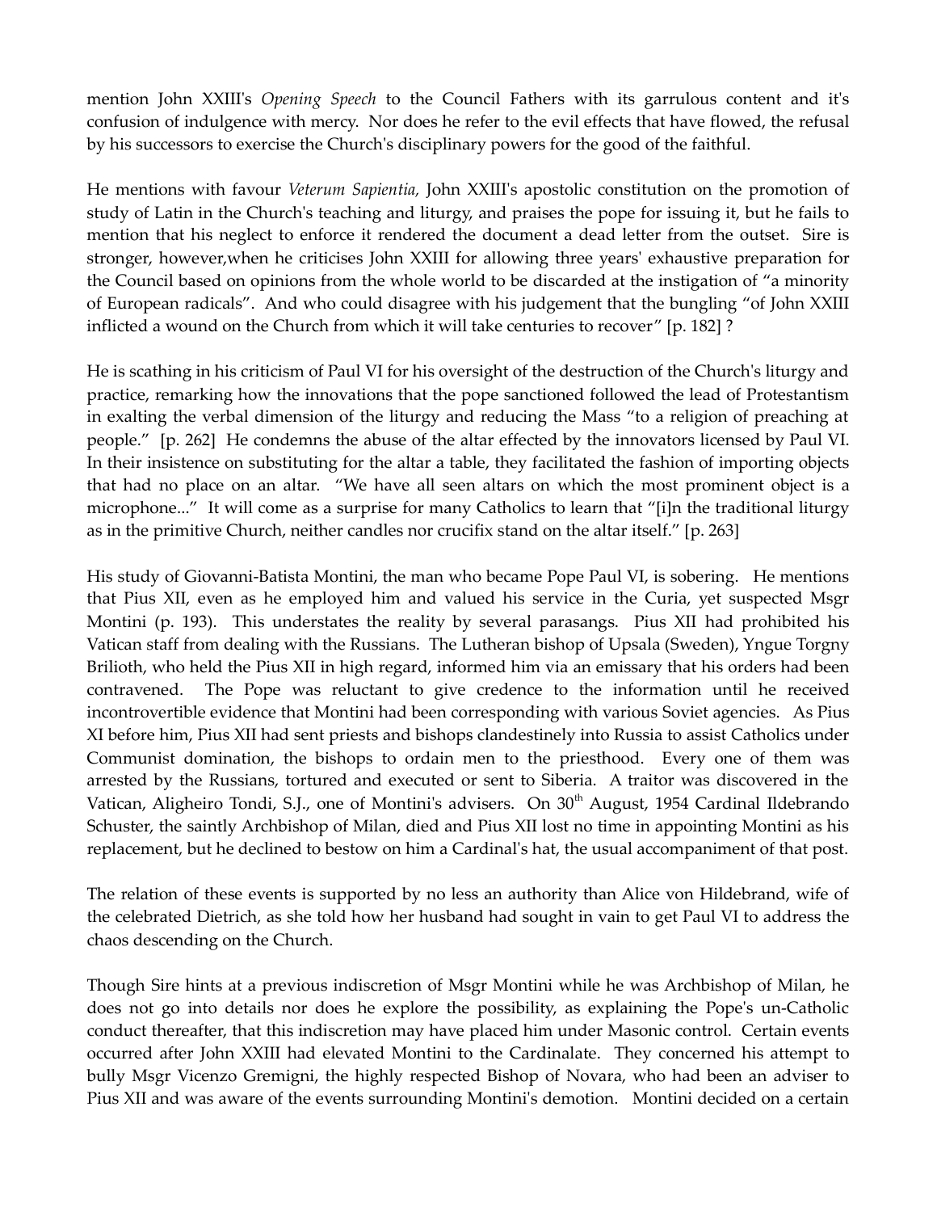mention John XXIII's *Opening Speech* to the Council Fathers with its garrulous content and it's confusion of indulgence with mercy. Nor does he refer to the evil effects that have flowed, the refusal by his successors to exercise the Church's disciplinary powers for the good of the faithful.

He mentions with favour *Veterum Sapientia,* John XXIII's apostolic constitution on the promotion of study of Latin in the Church's teaching and liturgy, and praises the pope for issuing it, but he fails to mention that his neglect to enforce it rendered the document a dead letter from the outset. Sire is stronger, however,when he criticises John XXIII for allowing three years' exhaustive preparation for the Council based on opinions from the whole world to be discarded at the instigation of "a minority of European radicals". And who could disagree with his judgement that the bungling "of John XXIII inflicted a wound on the Church from which it will take centuries to recover" [p. 182] ?

He is scathing in his criticism of Paul VI for his oversight of the destruction of the Church's liturgy and practice, remarking how the innovations that the pope sanctioned followed the lead of Protestantism in exalting the verbal dimension of the liturgy and reducing the Mass "to a religion of preaching at people." [p. 262] He condemns the abuse of the altar effected by the innovators licensed by Paul VI. In their insistence on substituting for the altar a table, they facilitated the fashion of importing objects that had no place on an altar. "We have all seen altars on which the most prominent object is a microphone..." It will come as a surprise for many Catholics to learn that "[i]n the traditional liturgy as in the primitive Church, neither candles nor crucifix stand on the altar itself." [p. 263]

His study of Giovanni-Batista Montini, the man who became Pope Paul VI, is sobering. He mentions that Pius XII, even as he employed him and valued his service in the Curia, yet suspected Msgr Montini (p. 193). This understates the reality by several parasangs. Pius XII had prohibited his Vatican staff from dealing with the Russians. The Lutheran bishop of Upsala (Sweden), Yngue Torgny Brilioth, who held the Pius XII in high regard, informed him via an emissary that his orders had been contravened. The Pope was reluctant to give credence to the information until he received incontrovertible evidence that Montini had been corresponding with various Soviet agencies. As Pius XI before him, Pius XII had sent priests and bishops clandestinely into Russia to assist Catholics under Communist domination, the bishops to ordain men to the priesthood. Every one of them was arrested by the Russians, tortured and executed or sent to Siberia. A traitor was discovered in the Vatican, Aligheiro Tondi, S.J., one of Montini's advisers. On 30th August, 1954 Cardinal Ildebrando Schuster, the saintly Archbishop of Milan, died and Pius XII lost no time in appointing Montini as his replacement, but he declined to bestow on him a Cardinal's hat, the usual accompaniment of that post.

The relation of these events is supported by no less an authority than Alice von Hildebrand, wife of the celebrated Dietrich, as she told how her husband had sought in vain to get Paul VI to address the chaos descending on the Church.

Though Sire hints at a previous indiscretion of Msgr Montini while he was Archbishop of Milan, he does not go into details nor does he explore the possibility, as explaining the Pope's un-Catholic conduct thereafter, that this indiscretion may have placed him under Masonic control. Certain events occurred after John XXIII had elevated Montini to the Cardinalate. They concerned his attempt to bully Msgr Vicenzo Gremigni, the highly respected Bishop of Novara, who had been an adviser to Pius XII and was aware of the events surrounding Montini's demotion. Montini decided on a certain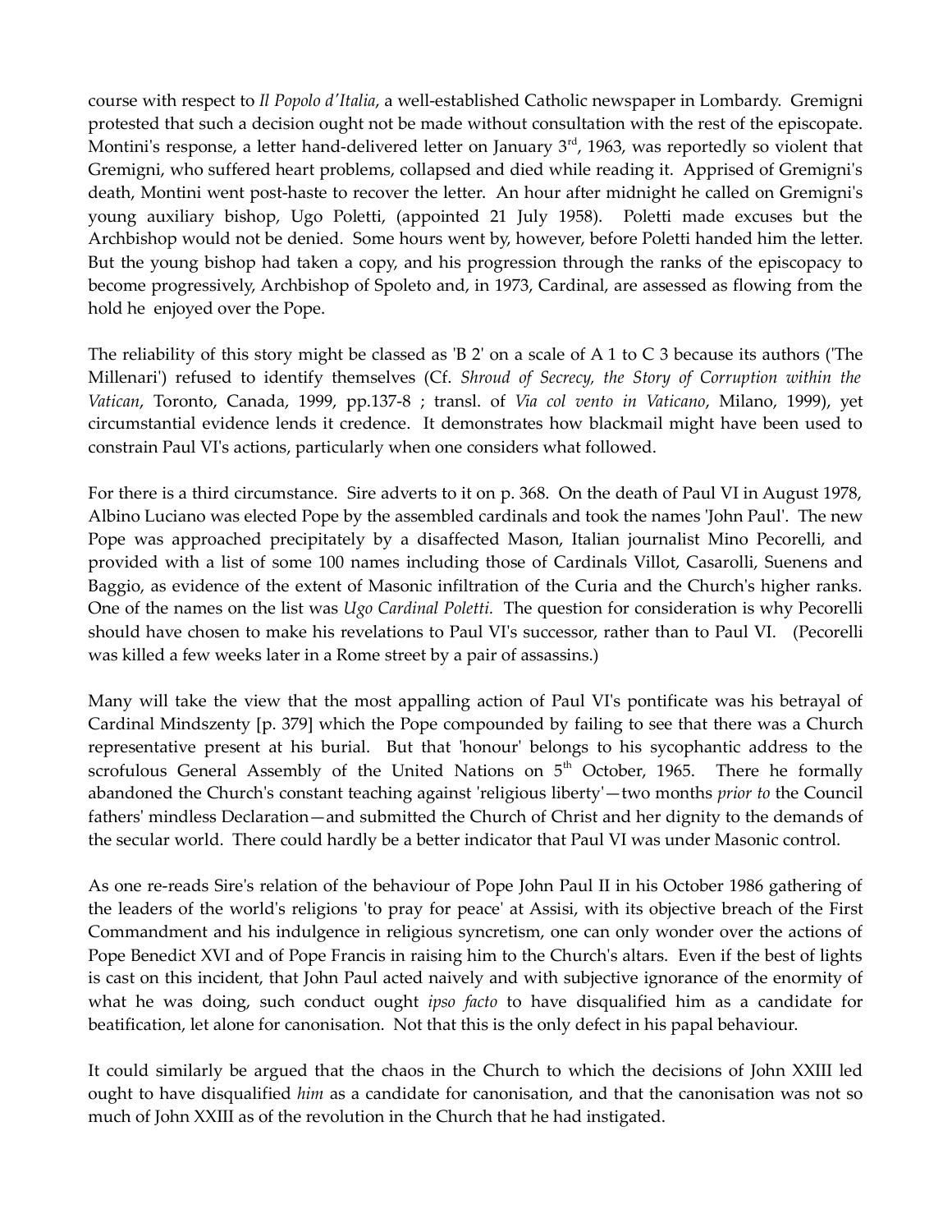course with respect to *Il Popolo d'Italia*, a well-established Catholic newspaper in Lombardy. Gremigni protested that such a decision ought not be made without consultation with the rest of the episcopate. Montini's response, a letter hand-delivered letter on January 3rd, 1963, was reportedly so violent that Gremigni, who suffered heart problems, collapsed and died while reading it. Apprised of Gremigni's death, Montini went post-haste to recover the letter. An hour after midnight he called on Gremigni's young auxiliary bishop, Ugo Poletti, (appointed 21 July 1958). Poletti made excuses but the Archbishop would not be denied. Some hours went by, however, before Poletti handed him the letter. But the young bishop had taken a copy, and his progression through the ranks of the episcopacy to become progressively, Archbishop of Spoleto and, in 1973, Cardinal, are assessed as flowing from the hold he enjoyed over the Pope.

The reliability of this story might be classed as 'B 2' on a scale of A 1 to C 3 because its authors ('The Millenari') refused to identify themselves (Cf. *Shroud of Secrecy, the Story of Corruption within the Vatican*, Toronto, Canada, 1999, pp.137-8 ; transl. of *Via col vento in Vaticano*, Milano, 1999), yet circumstantial evidence lends it credence. It demonstrates how blackmail might have been used to constrain Paul VI's actions, particularly when one considers what followed.

For there is a third circumstance. Sire adverts to it on p. 368. On the death of Paul VI in August 1978, Albino Luciano was elected Pope by the assembled cardinals and took the names 'John Paul'. The new Pope was approached precipitately by a disaffected Mason, Italian journalist Mino Pecorelli, and provided with a list of some 100 names including those of Cardinals Villot, Casarolli, Suenens and Baggio, as evidence of the extent of Masonic infiltration of the Curia and the Church's higher ranks. One of the names on the list was *Ugo Cardinal Poletti.* The question for consideration is why Pecorelli should have chosen to make his revelations to Paul VI's successor, rather than to Paul VI. (Pecorelli was killed a few weeks later in a Rome street by a pair of assassins.)

Many will take the view that the most appalling action of Paul VI's pontificate was his betrayal of Cardinal Mindszenty [p. 379] which the Pope compounded by failing to see that there was a Church representative present at his burial. But that 'honour' belongs to his sycophantic address to the scrofulous General Assembly of the United Nations on 5th October, 1965. There he formally abandoned the Church's constant teaching against 'religious liberty'—two months *prior to* the Council fathers' mindless Declaration—and submitted the Church of Christ and her dignity to the demands of the secular world. There could hardly be a better indicator that Paul VI was under Masonic control.

As one re-reads Sire's relation of the behaviour of Pope John Paul II in his October 1986 gathering of the leaders of the world's religions 'to pray for peace' at Assisi, with its objective breach of the First Commandment and his indulgence in religious syncretism, one can only wonder over the actions of Pope Benedict XVI and of Pope Francis in raising him to the Church's altars. Even if the best of lights is cast on this incident, that John Paul acted naively and with subjective ignorance of the enormity of what he was doing, such conduct ought *ipso facto* to have disqualified him as a candidate for beatification, let alone for canonisation. Not that this is the only defect in his papal behaviour.

It could similarly be argued that the chaos in the Church to which the decisions of John XXIII led ought to have disqualified *him* as a candidate for canonisation, and that the canonisation was not so much of John XXIII as of the revolution in the Church that he had instigated.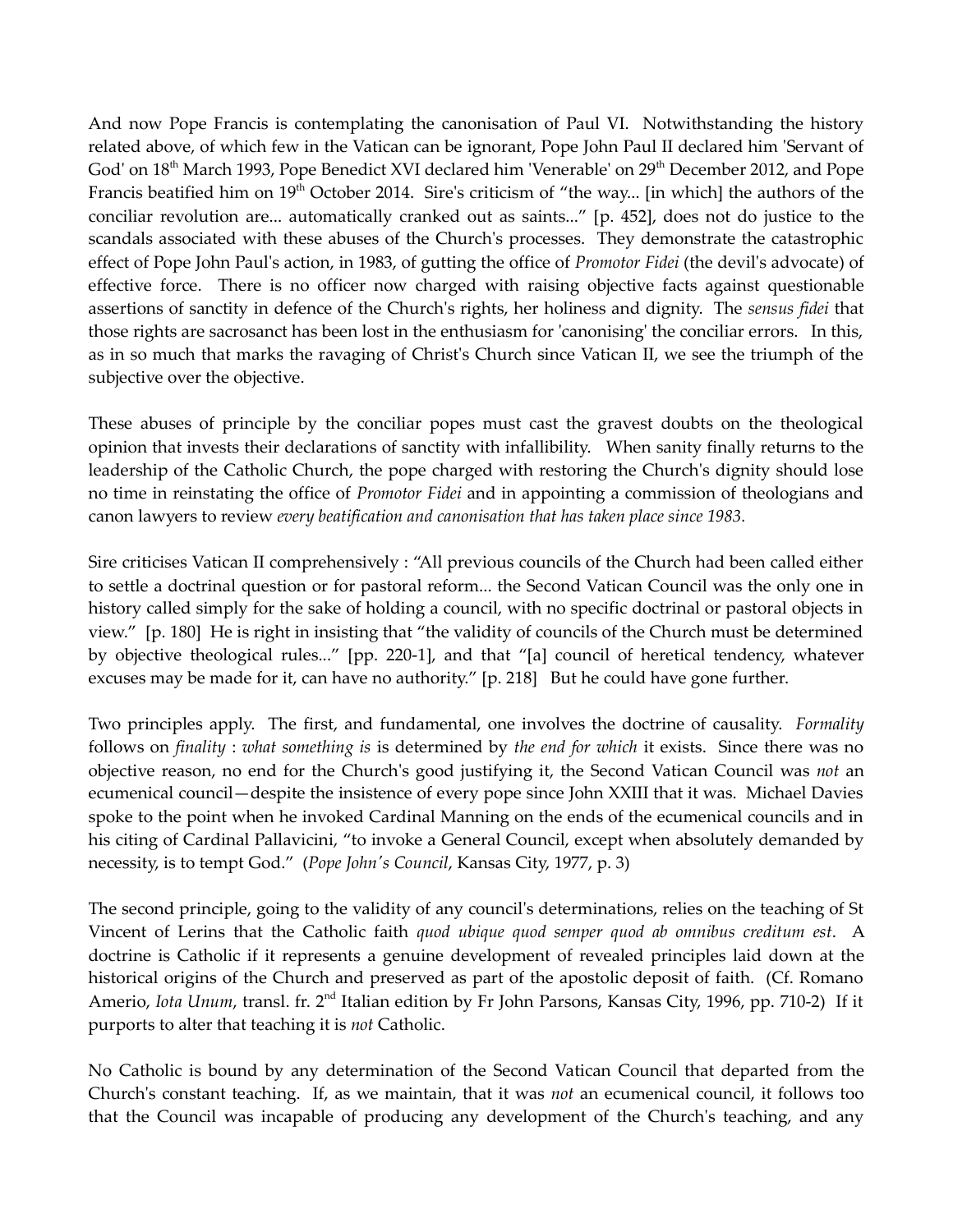And now Pope Francis is contemplating the canonisation of Paul VI. Notwithstanding the history related above, of which few in the Vatican can be ignorant, Pope John Paul II declared him 'Servant of God' on 18th March 1993, Pope Benedict XVI declared him 'Venerable' on 29th December 2012, and Pope Francis beatified him on 19th October 2014. Sire's criticism of "the way... [in which] the authors of the conciliar revolution are... automatically cranked out as saints..." [p. 452], does not do justice to the scandals associated with these abuses of the Church's processes. They demonstrate the catastrophic effect of Pope John Paul's action, in 1983, of gutting the office of *Promotor Fidei* (the devil's advocate) of effective force. There is no officer now charged with raising objective facts against questionable assertions of sanctity in defence of the Church's rights, her holiness and dignity. The *sensus fidei* that those rights are sacrosanct has been lost in the enthusiasm for 'canonising' the conciliar errors. In this, as in so much that marks the ravaging of Christ's Church since Vatican II, we see the triumph of the subjective over the objective.

These abuses of principle by the conciliar popes must cast the gravest doubts on the theological opinion that invests their declarations of sanctity with infallibility. When sanity finally returns to the leadership of the Catholic Church, the pope charged with restoring the Church's dignity should lose no time in reinstating the office of *Promotor Fidei* and in appointing a commission of theologians and canon lawyers to review *every beatification and canonisation that has taken place since 1983.*

Sire criticises Vatican II comprehensively : "All previous councils of the Church had been called either to settle a doctrinal question or for pastoral reform... the Second Vatican Council was the only one in history called simply for the sake of holding a council, with no specific doctrinal or pastoral objects in view." [p. 180] He is right in insisting that "the validity of councils of the Church must be determined by objective theological rules..." [pp. 220-1], and that "[a] council of heretical tendency, whatever excuses may be made for it, can have no authority." [p. 218] But he could have gone further.

Two principles apply. The first, and fundamental, one involves the doctrine of causality. *Formality* follows on *finality* : *what something is* is determined by *the end for which* it exists. Since there was no objective reason, no end for the Church's good justifying it, the Second Vatican Council was *not* an ecumenical council—despite the insistence of every pope since John XXIII that it was. Michael Davies spoke to the point when he invoked Cardinal Manning on the ends of the ecumenical councils and in his citing of Cardinal Pallavicini, "to invoke a General Council, except when absolutely demanded by necessity, is to tempt God." (*Pope John's Council*, Kansas City, 1977, p. 3)

The second principle, going to the validity of any council's determinations, relies on the teaching of St Vincent of Lerins that the Catholic faith *quod ubique quod semper quod ab omnibus creditum est*. A doctrine is Catholic if it represents a genuine development of revealed principles laid down at the historical origins of the Church and preserved as part of the apostolic deposit of faith. (Cf. Romano Amerio, *Iota Unum*, transl. fr. 2nd Italian edition by Fr John Parsons, Kansas City, 1996, pp. 710-2) If it purports to alter that teaching it is *not* Catholic.

No Catholic is bound by any determination of the Second Vatican Council that departed from the Church's constant teaching. If, as we maintain, that it was *not* an ecumenical council, it follows too that the Council was incapable of producing any development of the Church's teaching, and any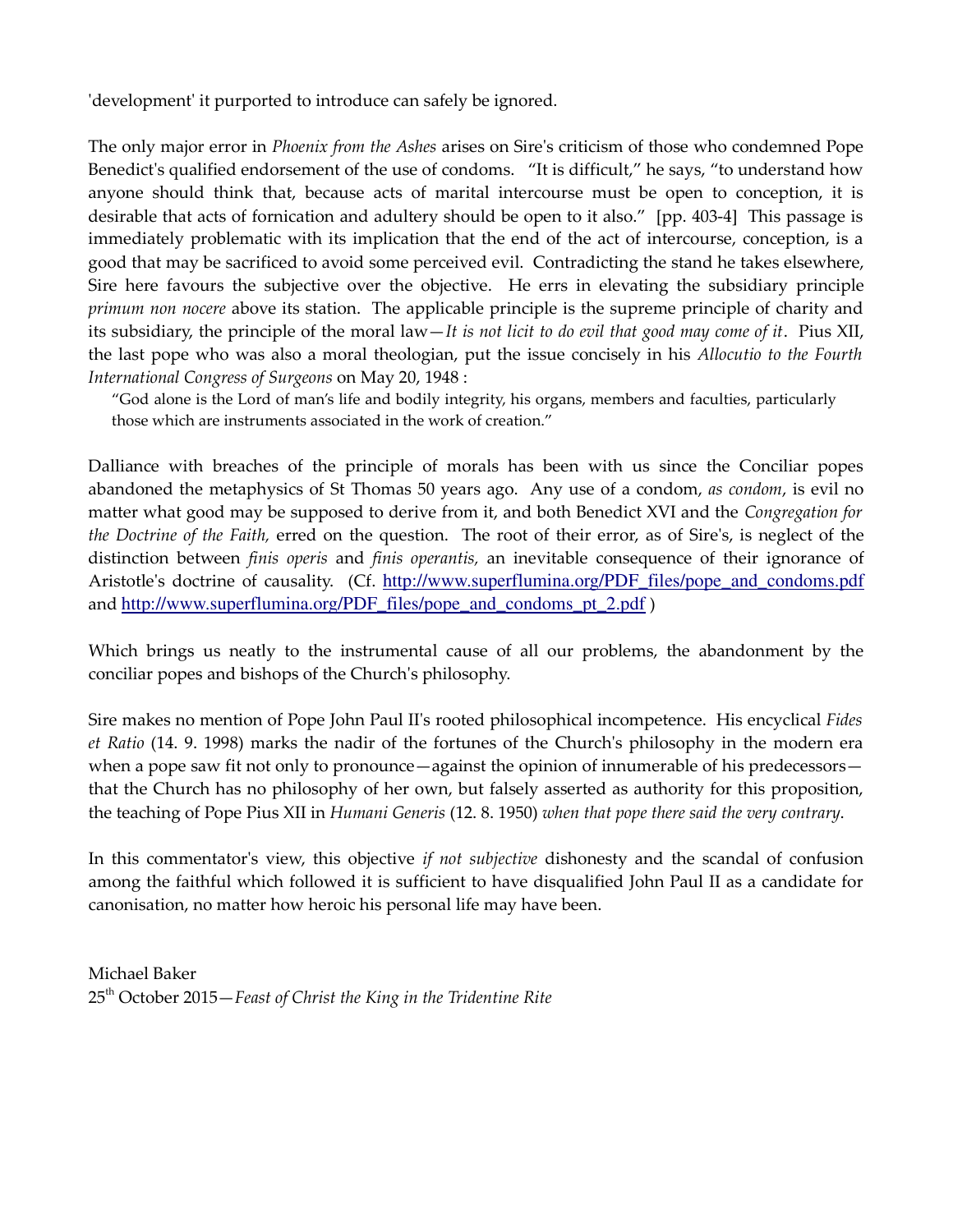'development' it purported to introduce can safely be ignored.

The only major error in *Phoenix from the Ashes* arises on Sire's criticism of those who condemned Pope Benedict's qualified endorsement of the use of condoms. "It is difficult," he says, "to understand how anyone should think that, because acts of marital intercourse must be open to conception, it is desirable that acts of fornication and adultery should be open to it also." [pp. 403-4] This passage is immediately problematic with its implication that the end of the act of intercourse, conception, is a good that may be sacrificed to avoid some perceived evil. Contradicting the stand he takes elsewhere, Sire here favours the subjective over the objective. He errs in elevating the subsidiary principle *primum non nocere* above its station. The applicable principle is the supreme principle of charity and its subsidiary, the principle of the moral law—*It is not licit to do evil that good may come of it*. Pius XII, the last pope who was also a moral theologian, put the issue concisely in his *Allocutio to the Fourth International Congress of Surgeons* on May 20, 1948 :

> "God alone is the Lord of man's life and bodily integrity, his organs, members and faculties, particularly those which are instruments associated in the work of creation."

Dalliance with breaches of the principle of morals has been with us since the Conciliar popes abandoned the metaphysics of St Thomas 50 years ago. Any use of a condom, *as condom*, is evil no matter what good may be supposed to derive from it, and both Benedict XVI and the *Congregation for the Doctrine of the Faith*, erred on the question. The root of their error, as of Sire's, is neglect of the distinction between *finis operis* and *finis operantis*, an inevitable consequence of their ignorance of Aristotle's doctrine of causality. (Cf. http://www.superflumina.org/PDF_files/pope_and_condoms.pdf and http://www.superflumina.org/PDF_files/pope_and_condoms_pt_2.pdf )

Which brings us neatly to the instrumental cause of all our problems, the abandonment by the conciliar popes and bishops of the Church's philosophy.

Sire makes no mention of Pope John Paul II's rooted philosophical incompetence. His encyclical *Fides et Ratio* (14. 9. 1998) marks the nadir of the fortunes of the Church's philosophy in the modern era when a pope saw fit not only to pronounce—against the opinion of innumerable of his predecessors—that the Church has no philosophy of her own, but falsely asserted as authority for this proposition, the teaching of Pope Pius XII in *Humani Generis* (12. 8. 1950) *when that pope there said the very contrary*.

In this commentator's view, this objective *if not subjective* dishonesty and the scandal of confusion among the faithful which followed it is sufficient to have disqualified John Paul II as a candidate for canonisation, no matter how heroic his personal life may have been.

Michael Baker
25th October 2015—*Feast of Christ the King in the Tridentine Rite*